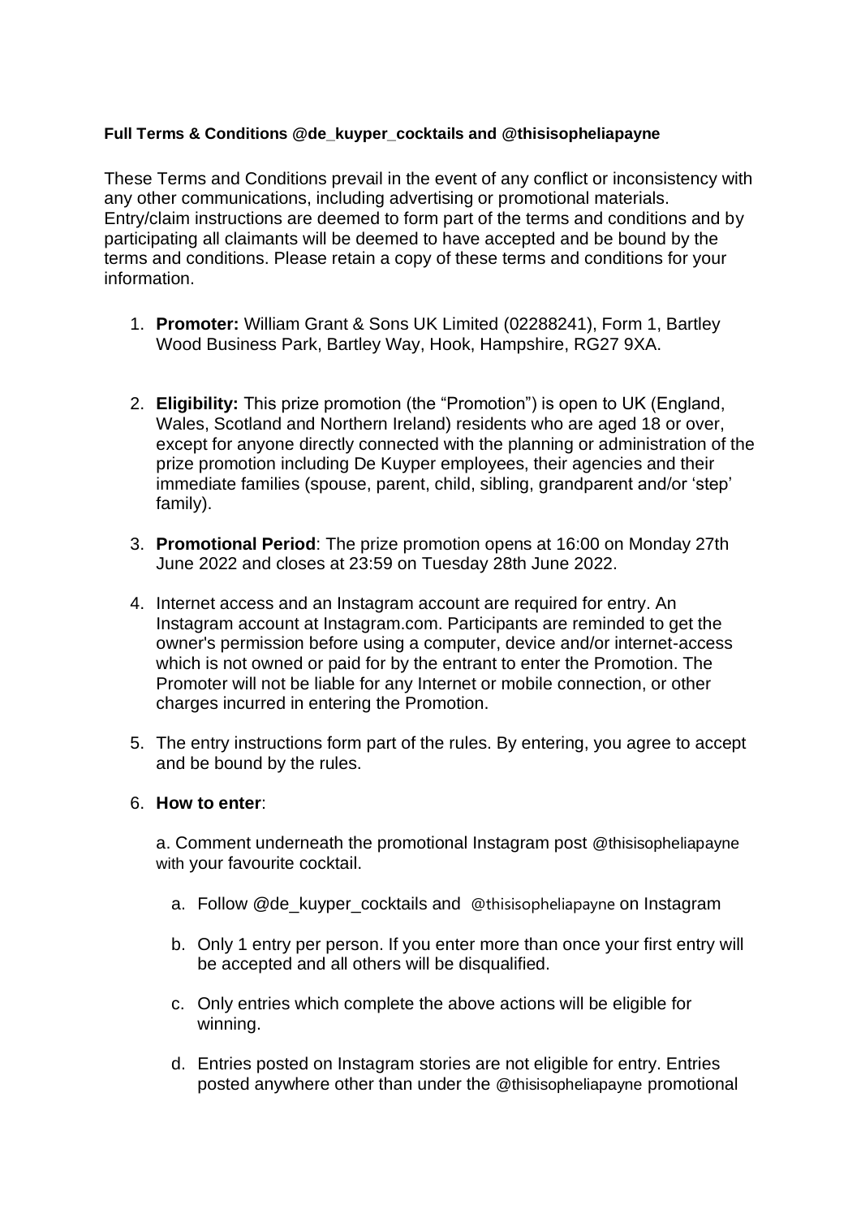**Full Terms & Conditions @de_kuyper_cocktails and @thisisopheliapayne**

These Terms and Conditions prevail in the event of any conflict or inconsistency with any other communications, including advertising or promotional materials. Entry/claim instructions are deemed to form part of the terms and conditions and by participating all claimants will be deemed to have accepted and be bound by the terms and conditions. Please retain a copy of these terms and conditions for your information.

1. **Promoter:** William Grant & Sons UK Limited (02288241), Form 1, Bartley Wood Business Park, Bartley Way, Hook, Hampshire, RG27 9XA.

2. **Eligibility:** This prize promotion (the "Promotion") is open to UK (England, Wales, Scotland and Northern Ireland) residents who are aged 18 or over, except for anyone directly connected with the planning or administration of the prize promotion including De Kuyper employees, their agencies and their immediate families (spouse, parent, child, sibling, grandparent and/or 'step' family).

3. **Promotional Period**: The prize promotion opens at 16:00 on Monday 27th June 2022 and closes at 23:59 on Tuesday 28th June 2022.

4. Internet access and an Instagram account are required for entry. An Instagram account at Instagram.com. Participants are reminded to get the owner's permission before using a computer, device and/or internet-access which is not owned or paid for by the entrant to enter the Promotion. The Promoter will not be liable for any Internet or mobile connection, or other charges incurred in entering the Promotion.

5. The entry instructions form part of the rules. By entering, you agree to accept and be bound by the rules.

6. **How to enter**:

   a. Comment underneath the promotional Instagram post @thisisopheliapayne with your favourite cocktail.

   a. Follow @de_kuyper_cocktails and @thisisopheliapayne on Instagram

   b. Only 1 entry per person. If you enter more than once your first entry will be accepted and all others will be disqualified.

   c. Only entries which complete the above actions will be eligible for winning.

   d. Entries posted on Instagram stories are not eligible for entry. Entries posted anywhere other than under the @thisisopheliapayne promotional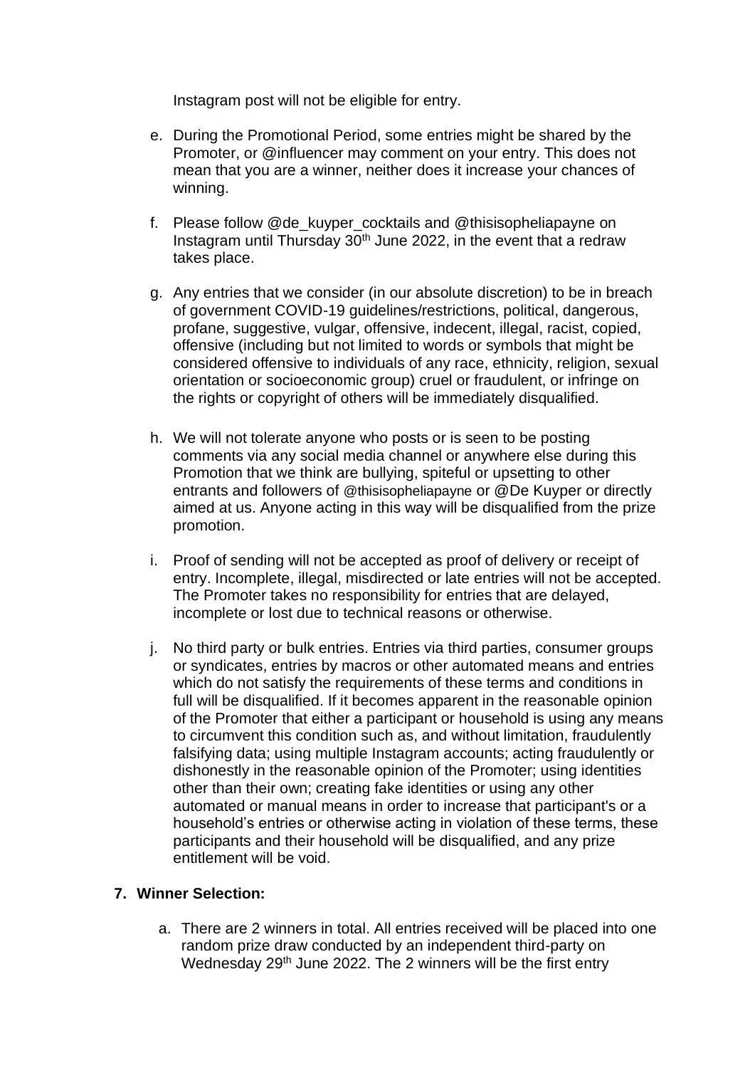Instagram post will not be eligible for entry.

e. During the Promotional Period, some entries might be shared by the Promoter, or @influencer may comment on your entry. This does not mean that you are a winner, neither does it increase your chances of winning.

f. Please follow @de_kuyper_cocktails and @thisisopheliapayne on Instagram until Thursday 30th June 2022, in the event that a redraw takes place.

g. Any entries that we consider (in our absolute discretion) to be in breach of government COVID-19 guidelines/restrictions, political, dangerous, profane, suggestive, vulgar, offensive, indecent, illegal, racist, copied, offensive (including but not limited to words or symbols that might be considered offensive to individuals of any race, ethnicity, religion, sexual orientation or socioeconomic group) cruel or fraudulent, or infringe on the rights or copyright of others will be immediately disqualified.

h. We will not tolerate anyone who posts or is seen to be posting comments via any social media channel or anywhere else during this Promotion that we think are bullying, spiteful or upsetting to other entrants and followers of @thisisopheliapayne or @De Kuyper or directly aimed at us. Anyone acting in this way will be disqualified from the prize promotion.

i. Proof of sending will not be accepted as proof of delivery or receipt of entry. Incomplete, illegal, misdirected or late entries will not be accepted. The Promoter takes no responsibility for entries that are delayed, incomplete or lost due to technical reasons or otherwise.

j. No third party or bulk entries. Entries via third parties, consumer groups or syndicates, entries by macros or other automated means and entries which do not satisfy the requirements of these terms and conditions in full will be disqualified. If it becomes apparent in the reasonable opinion of the Promoter that either a participant or household is using any means to circumvent this condition such as, and without limitation, fraudulently falsifying data; using multiple Instagram accounts; acting fraudulently or dishonestly in the reasonable opinion of the Promoter; using identities other than their own; creating fake identities or using any other automated or manual means in order to increase that participant's or a household's entries or otherwise acting in violation of these terms, these participants and their household will be disqualified, and any prize entitlement will be void.

**7. Winner Selection:**

a. There are 2 winners in total. All entries received will be placed into one random prize draw conducted by an independent third-party on Wednesday 29th June 2022. The 2 winners will be the first entry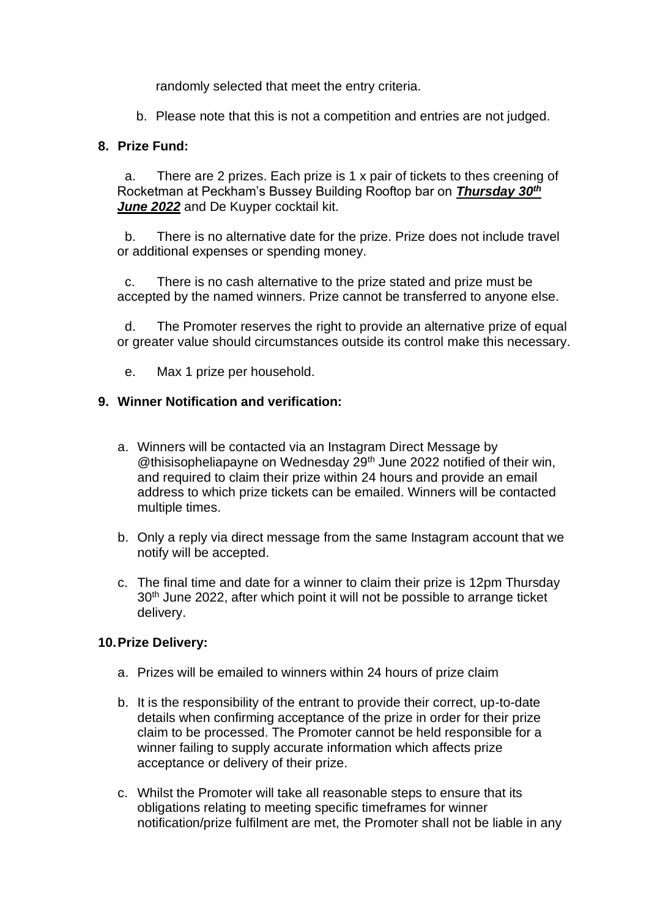randomly selected that meet the entry criteria.

b. Please note that this is not a competition and entries are not judged.

**8. Prize Fund:**

a. There are 2 prizes. Each prize is 1 x pair of tickets to thes creening of Rocketman at Peckham's Bussey Building Rooftop bar on ***Thursday 30th June 2022*** and De Kuyper cocktail kit.

b. There is no alternative date for the prize. Prize does not include travel or additional expenses or spending money.

c. There is no cash alternative to the prize stated and prize must be accepted by the named winners. Prize cannot be transferred to anyone else.

d. The Promoter reserves the right to provide an alternative prize of equal or greater value should circumstances outside its control make this necessary.

e. Max 1 prize per household.

**9. Winner Notification and verification:**

a. Winners will be contacted via an Instagram Direct Message by @thisisopheliapayne on Wednesday 29th June 2022 notified of their win, and required to claim their prize within 24 hours and provide an email address to which prize tickets can be emailed. Winners will be contacted multiple times.

b. Only a reply via direct message from the same Instagram account that we notify will be accepted.

c. The final time and date for a winner to claim their prize is 12pm Thursday 30th June 2022, after which point it will not be possible to arrange ticket delivery.

**10. Prize Delivery:**

a. Prizes will be emailed to winners within 24 hours of prize claim

b. It is the responsibility of the entrant to provide their correct, up-to-date details when confirming acceptance of the prize in order for their prize claim to be processed. The Promoter cannot be held responsible for a winner failing to supply accurate information which affects prize acceptance or delivery of their prize.

c. Whilst the Promoter will take all reasonable steps to ensure that its obligations relating to meeting specific timeframes for winner notification/prize fulfilment are met, the Promoter shall not be liable in any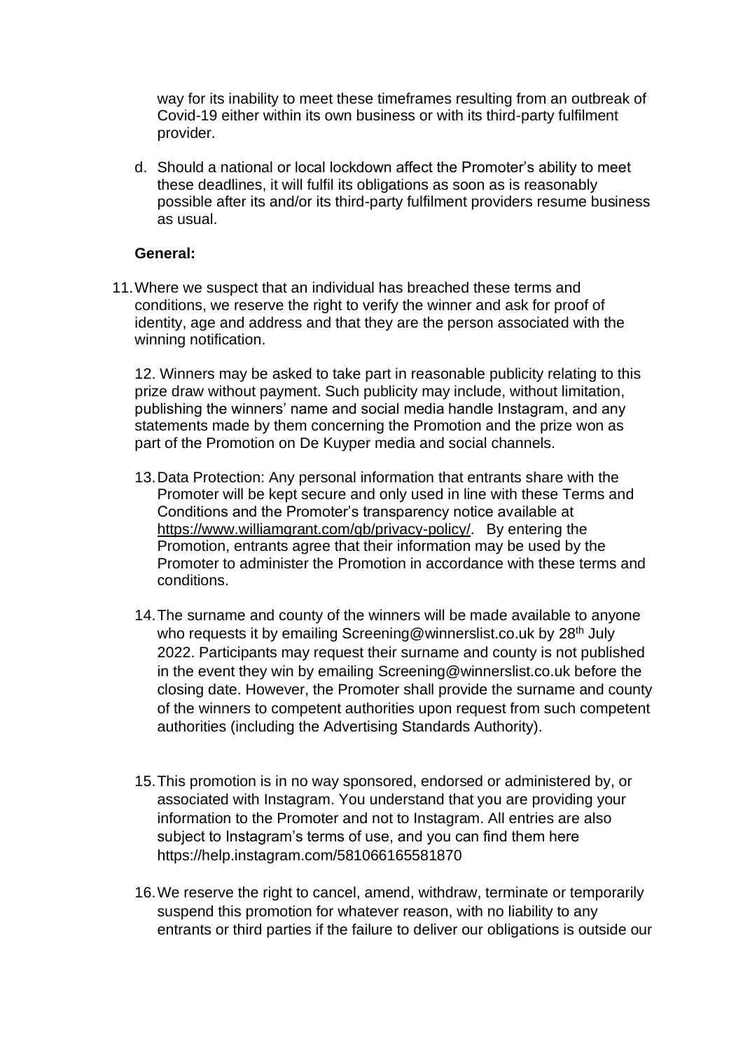way for its inability to meet these timeframes resulting from an outbreak of Covid-19 either within its own business or with its third-party fulfilment provider.

d. Should a national or local lockdown affect the Promoter's ability to meet these deadlines, it will fulfil its obligations as soon as is reasonably possible after its and/or its third-party fulfilment providers resume business as usual.

**General:**

11. Where we suspect that an individual has breached these terms and conditions, we reserve the right to verify the winner and ask for proof of identity, age and address and that they are the person associated with the winning notification.

12. Winners may be asked to take part in reasonable publicity relating to this prize draw without payment. Such publicity may include, without limitation, publishing the winners' name and social media handle Instagram, and any statements made by them concerning the Promotion and the prize won as part of the Promotion on De Kuyper media and social channels.

13. Data Protection: Any personal information that entrants share with the Promoter will be kept secure and only used in line with these Terms and Conditions and the Promoter's transparency notice available at https://www.williamgrant.com/gb/privacy-policy/. By entering the Promotion, entrants agree that their information may be used by the Promoter to administer the Promotion in accordance with these terms and conditions.

14. The surname and county of the winners will be made available to anyone who requests it by emailing Screening@winnerslist.co.uk by 28th July 2022. Participants may request their surname and county is not published in the event they win by emailing Screening@winnerslist.co.uk before the closing date. However, the Promoter shall provide the surname and county of the winners to competent authorities upon request from such competent authorities (including the Advertising Standards Authority).

15. This promotion is in no way sponsored, endorsed or administered by, or associated with Instagram. You understand that you are providing your information to the Promoter and not to Instagram. All entries are also subject to Instagram's terms of use, and you can find them here https://help.instagram.com/581066165581870

16. We reserve the right to cancel, amend, withdraw, terminate or temporarily suspend this promotion for whatever reason, with no liability to any entrants or third parties if the failure to deliver our obligations is outside our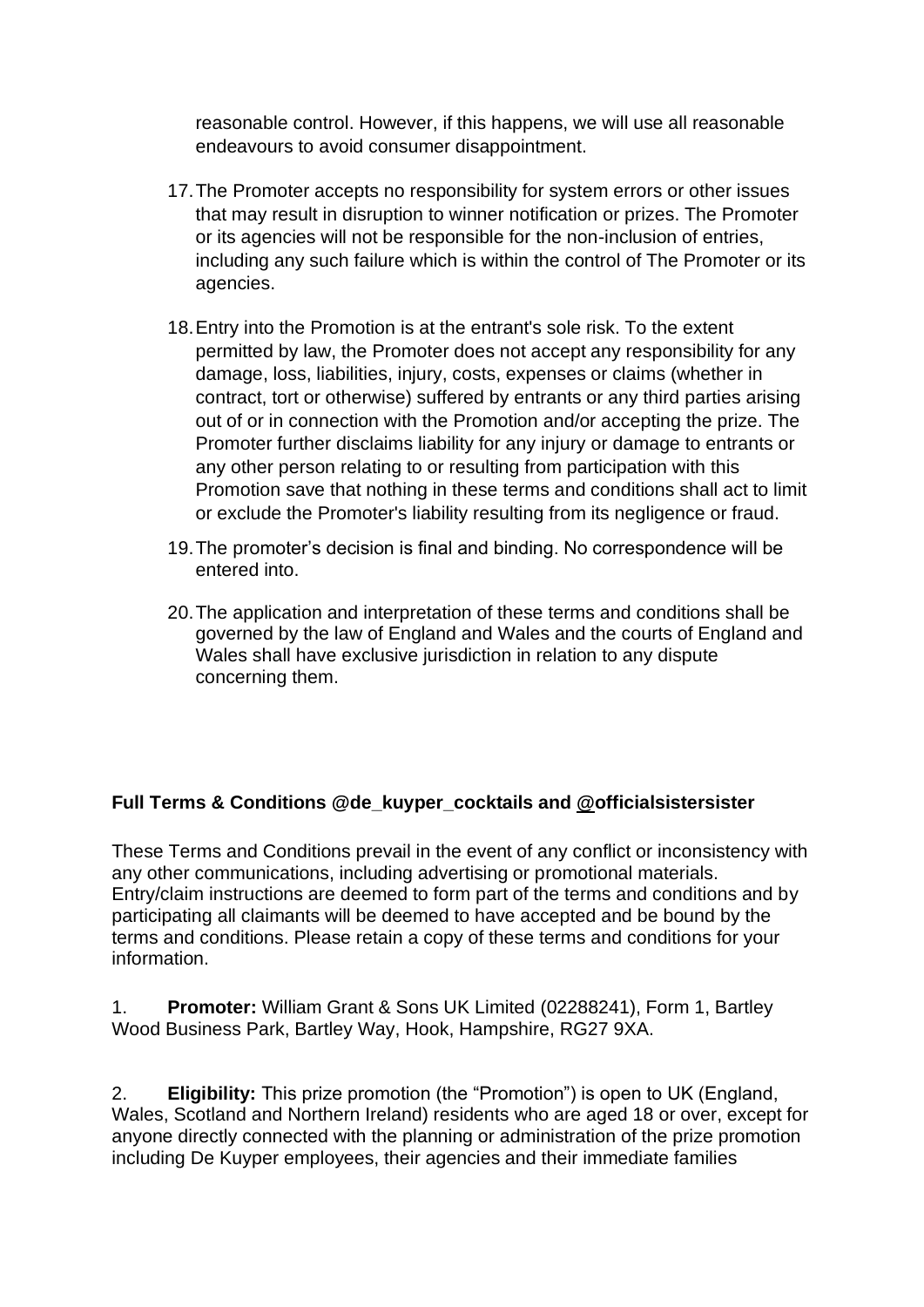reasonable control. However, if this happens, we will use all reasonable endeavours to avoid consumer disappointment.

17. The Promoter accepts no responsibility for system errors or other issues that may result in disruption to winner notification or prizes. The Promoter or its agencies will not be responsible for the non-inclusion of entries, including any such failure which is within the control of The Promoter or its agencies.

18. Entry into the Promotion is at the entrant's sole risk. To the extent permitted by law, the Promoter does not accept any responsibility for any damage, loss, liabilities, injury, costs, expenses or claims (whether in contract, tort or otherwise) suffered by entrants or any third parties arising out of or in connection with the Promotion and/or accepting the prize. The Promoter further disclaims liability for any injury or damage to entrants or any other person relating to or resulting from participation with this Promotion save that nothing in these terms and conditions shall act to limit or exclude the Promoter's liability resulting from its negligence or fraud.

19. The promoter's decision is final and binding. No correspondence will be entered into.

20. The application and interpretation of these terms and conditions shall be governed by the law of England and Wales and the courts of England and Wales shall have exclusive jurisdiction in relation to any dispute concerning them.

**Full Terms & Conditions @de_kuyper_cocktails and @officialsistersister**

These Terms and Conditions prevail in the event of any conflict or inconsistency with any other communications, including advertising or promotional materials. Entry/claim instructions are deemed to form part of the terms and conditions and by participating all claimants will be deemed to have accepted and be bound by the terms and conditions. Please retain a copy of these terms and conditions for your information.

1. **Promoter:** William Grant & Sons UK Limited (02288241), Form 1, Bartley Wood Business Park, Bartley Way, Hook, Hampshire, RG27 9XA.

2. **Eligibility:** This prize promotion (the "Promotion") is open to UK (England, Wales, Scotland and Northern Ireland) residents who are aged 18 or over, except for anyone directly connected with the planning or administration of the prize promotion including De Kuyper employees, their agencies and their immediate families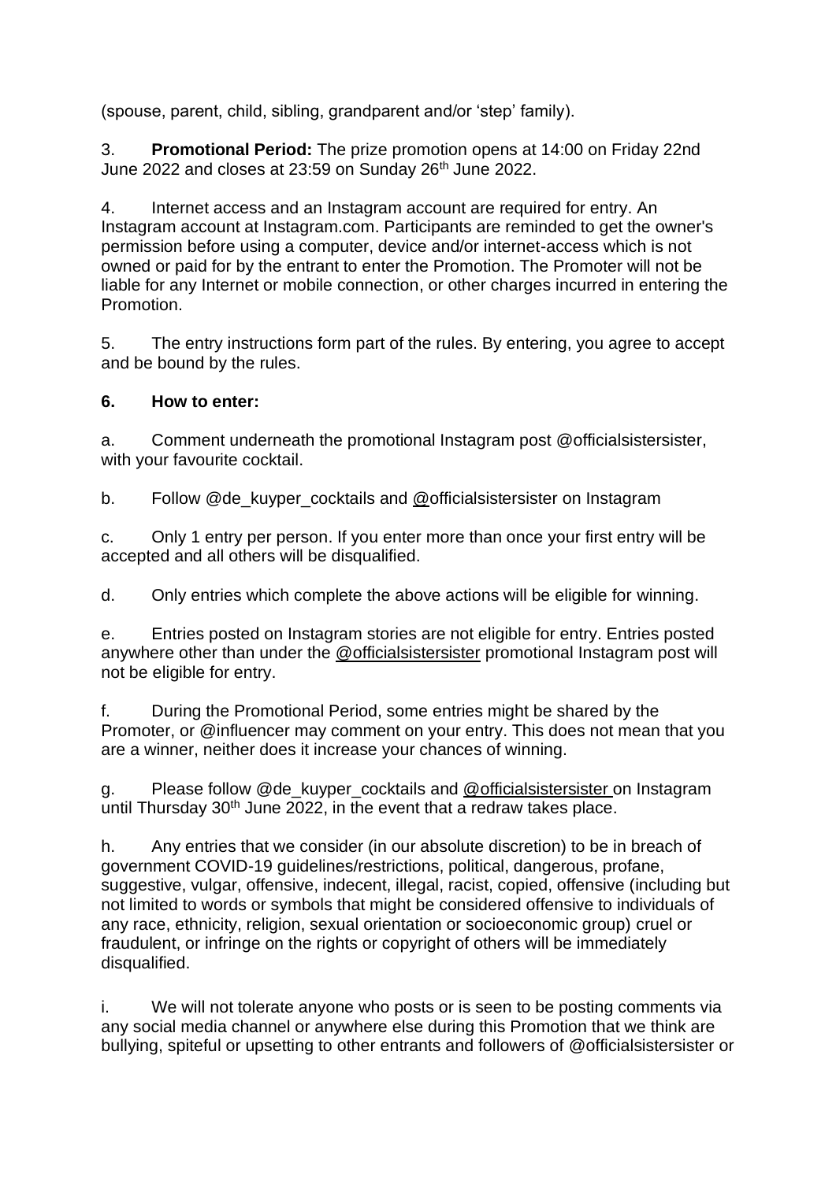(spouse, parent, child, sibling, grandparent and/or 'step' family).

3. **Promotional Period:** The prize promotion opens at 14:00 on Friday 22nd June 2022 and closes at 23:59 on Sunday 26th June 2022.

4. Internet access and an Instagram account are required for entry. An Instagram account at Instagram.com. Participants are reminded to get the owner's permission before using a computer, device and/or internet-access which is not owned or paid for by the entrant to enter the Promotion. The Promoter will not be liable for any Internet or mobile connection, or other charges incurred in entering the Promotion.

5. The entry instructions form part of the rules. By entering, you agree to accept and be bound by the rules.

**6. How to enter:**

a. Comment underneath the promotional Instagram post @officialsistersister, with your favourite cocktail.

b. Follow @de_kuyper_cocktails and @officialsistersister on Instagram

c. Only 1 entry per person. If you enter more than once your first entry will be accepted and all others will be disqualified.

d. Only entries which complete the above actions will be eligible for winning.

e. Entries posted on Instagram stories are not eligible for entry. Entries posted anywhere other than under the @officialsistersister promotional Instagram post will not be eligible for entry.

f. During the Promotional Period, some entries might be shared by the Promoter, or @influencer may comment on your entry. This does not mean that you are a winner, neither does it increase your chances of winning.

g. Please follow @de_kuyper_cocktails and @officialsistersister on Instagram until Thursday 30th June 2022, in the event that a redraw takes place.

h. Any entries that we consider (in our absolute discretion) to be in breach of government COVID-19 guidelines/restrictions, political, dangerous, profane, suggestive, vulgar, offensive, indecent, illegal, racist, copied, offensive (including but not limited to words or symbols that might be considered offensive to individuals of any race, ethnicity, religion, sexual orientation or socioeconomic group) cruel or fraudulent, or infringe on the rights or copyright of others will be immediately disqualified.

i. We will not tolerate anyone who posts or is seen to be posting comments via any social media channel or anywhere else during this Promotion that we think are bullying, spiteful or upsetting to other entrants and followers of @officialsistersister or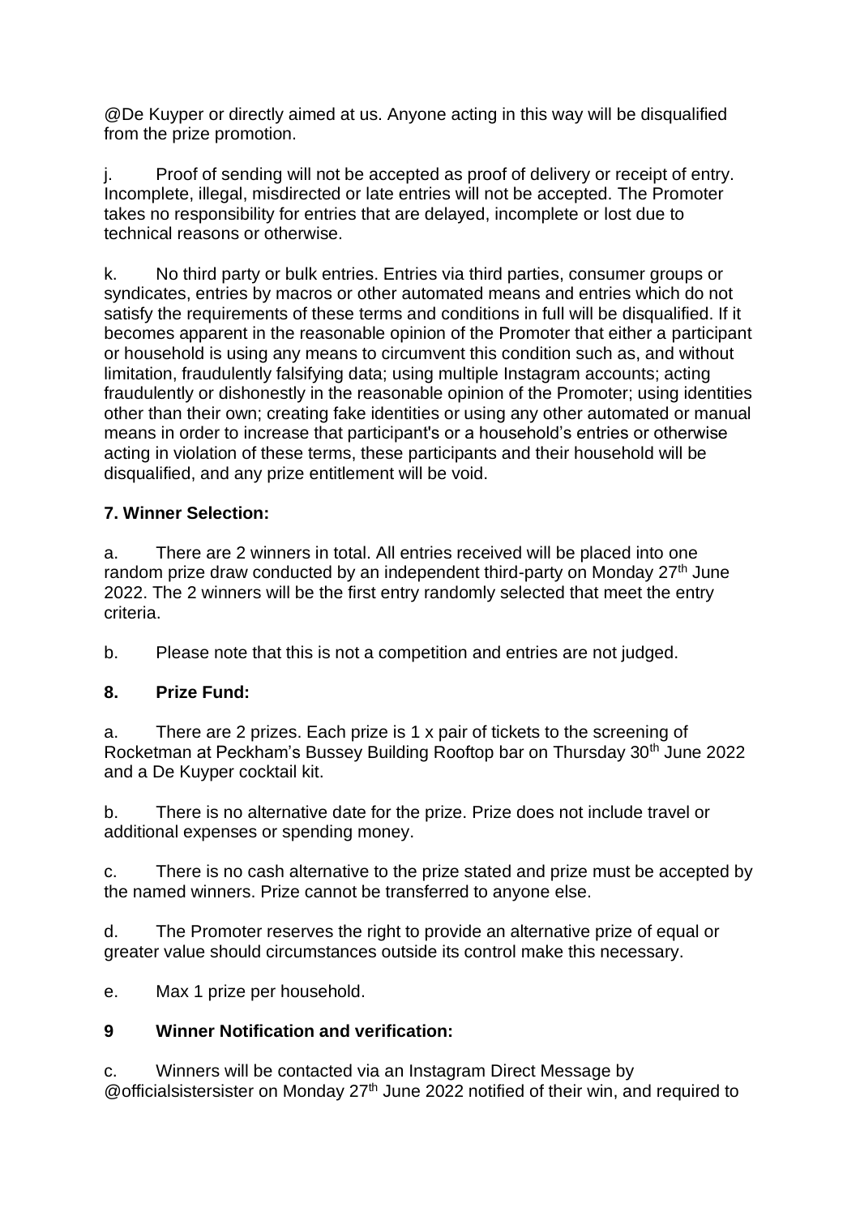@De Kuyper or directly aimed at us. Anyone acting in this way will be disqualified from the prize promotion.

j. Proof of sending will not be accepted as proof of delivery or receipt of entry. Incomplete, illegal, misdirected or late entries will not be accepted. The Promoter takes no responsibility for entries that are delayed, incomplete or lost due to technical reasons or otherwise.

k. No third party or bulk entries. Entries via third parties, consumer groups or syndicates, entries by macros or other automated means and entries which do not satisfy the requirements of these terms and conditions in full will be disqualified. If it becomes apparent in the reasonable opinion of the Promoter that either a participant or household is using any means to circumvent this condition such as, and without limitation, fraudulently falsifying data; using multiple Instagram accounts; acting fraudulently or dishonestly in the reasonable opinion of the Promoter; using identities other than their own; creating fake identities or using any other automated or manual means in order to increase that participant's or a household's entries or otherwise acting in violation of these terms, these participants and their household will be disqualified, and any prize entitlement will be void.

**7. Winner Selection:**

a. There are 2 winners in total. All entries received will be placed into one random prize draw conducted by an independent third-party on Monday 27th June 2022. The 2 winners will be the first entry randomly selected that meet the entry criteria.

b. Please note that this is not a competition and entries are not judged.

**8. Prize Fund:**

a. There are 2 prizes. Each prize is 1 x pair of tickets to the screening of Rocketman at Peckham's Bussey Building Rooftop bar on Thursday 30th June 2022 and a De Kuyper cocktail kit.

b. There is no alternative date for the prize. Prize does not include travel or additional expenses or spending money.

c. There is no cash alternative to the prize stated and prize must be accepted by the named winners. Prize cannot be transferred to anyone else.

d. The Promoter reserves the right to provide an alternative prize of equal or greater value should circumstances outside its control make this necessary.

e. Max 1 prize per household.

**9 Winner Notification and verification:**

c. Winners will be contacted via an Instagram Direct Message by @officialsistersister on Monday 27th June 2022 notified of their win, and required to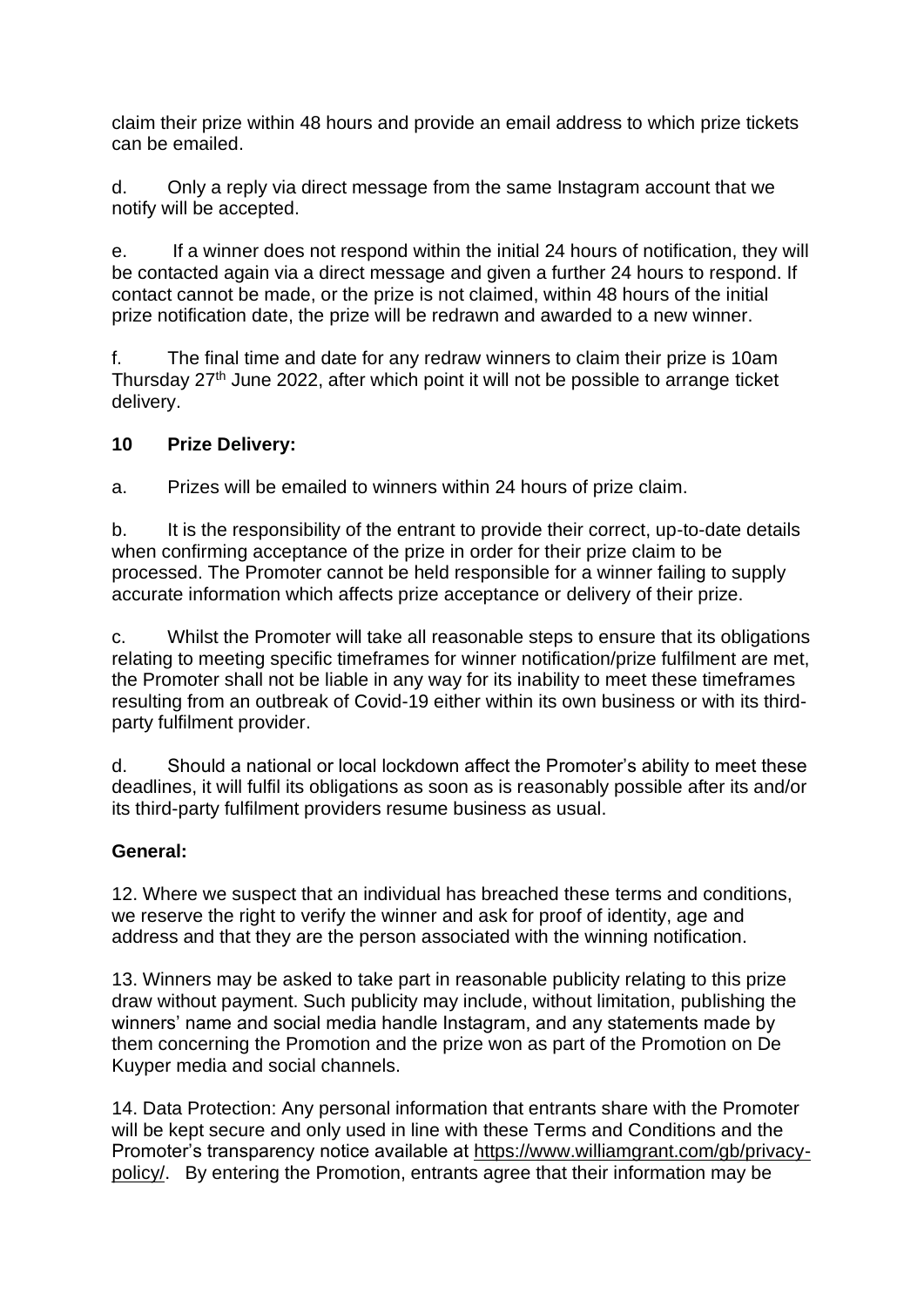claim their prize within 48 hours and provide an email address to which prize tickets can be emailed.

d. Only a reply via direct message from the same Instagram account that we notify will be accepted.

e. If a winner does not respond within the initial 24 hours of notification, they will be contacted again via a direct message and given a further 24 hours to respond. If contact cannot be made, or the prize is not claimed, within 48 hours of the initial prize notification date, the prize will be redrawn and awarded to a new winner.

f. The final time and date for any redraw winners to claim their prize is 10am Thursday 27th June 2022, after which point it will not be possible to arrange ticket delivery.

**10 Prize Delivery:**

a. Prizes will be emailed to winners within 24 hours of prize claim.

b. It is the responsibility of the entrant to provide their correct, up-to-date details when confirming acceptance of the prize in order for their prize claim to be processed. The Promoter cannot be held responsible for a winner failing to supply accurate information which affects prize acceptance or delivery of their prize.

c. Whilst the Promoter will take all reasonable steps to ensure that its obligations relating to meeting specific timeframes for winner notification/prize fulfilment are met, the Promoter shall not be liable in any way for its inability to meet these timeframes resulting from an outbreak of Covid-19 either within its own business or with its third-party fulfilment provider.

d. Should a national or local lockdown affect the Promoter's ability to meet these deadlines, it will fulfil its obligations as soon as is reasonably possible after its and/or its third-party fulfilment providers resume business as usual.

**General:**

12. Where we suspect that an individual has breached these terms and conditions, we reserve the right to verify the winner and ask for proof of identity, age and address and that they are the person associated with the winning notification.

13. Winners may be asked to take part in reasonable publicity relating to this prize draw without payment. Such publicity may include, without limitation, publishing the winners' name and social media handle Instagram, and any statements made by them concerning the Promotion and the prize won as part of the Promotion on De Kuyper media and social channels.

14. Data Protection: Any personal information that entrants share with the Promoter will be kept secure and only used in line with these Terms and Conditions and the Promoter's transparency notice available at https://www.williamgrant.com/gb/privacy-policy/. By entering the Promotion, entrants agree that their information may be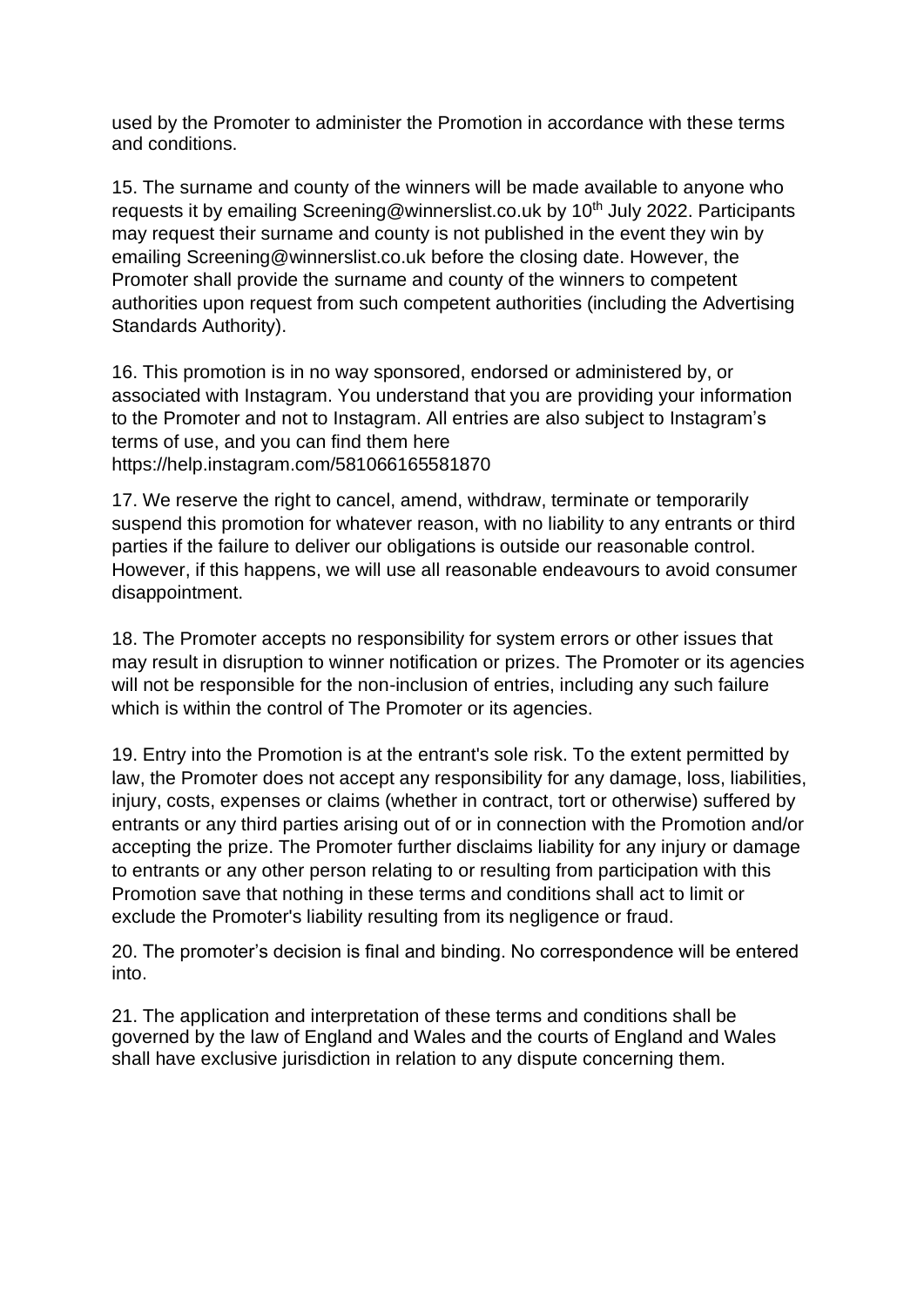used by the Promoter to administer the Promotion in accordance with these terms and conditions.

15. The surname and county of the winners will be made available to anyone who requests it by emailing Screening@winnerslist.co.uk by 10th July 2022. Participants may request their surname and county is not published in the event they win by emailing Screening@winnerslist.co.uk before the closing date. However, the Promoter shall provide the surname and county of the winners to competent authorities upon request from such competent authorities (including the Advertising Standards Authority).

16. This promotion is in no way sponsored, endorsed or administered by, or associated with Instagram. You understand that you are providing your information to the Promoter and not to Instagram. All entries are also subject to Instagram's terms of use, and you can find them here https://help.instagram.com/581066165581870

17. We reserve the right to cancel, amend, withdraw, terminate or temporarily suspend this promotion for whatever reason, with no liability to any entrants or third parties if the failure to deliver our obligations is outside our reasonable control. However, if this happens, we will use all reasonable endeavours to avoid consumer disappointment.

18. The Promoter accepts no responsibility for system errors or other issues that may result in disruption to winner notification or prizes. The Promoter or its agencies will not be responsible for the non-inclusion of entries, including any such failure which is within the control of The Promoter or its agencies.

19. Entry into the Promotion is at the entrant's sole risk. To the extent permitted by law, the Promoter does not accept any responsibility for any damage, loss, liabilities, injury, costs, expenses or claims (whether in contract, tort or otherwise) suffered by entrants or any third parties arising out of or in connection with the Promotion and/or accepting the prize. The Promoter further disclaims liability for any injury or damage to entrants or any other person relating to or resulting from participation with this Promotion save that nothing in these terms and conditions shall act to limit or exclude the Promoter's liability resulting from its negligence or fraud.

20. The promoter's decision is final and binding. No correspondence will be entered into.

21. The application and interpretation of these terms and conditions shall be governed by the law of England and Wales and the courts of England and Wales shall have exclusive jurisdiction in relation to any dispute concerning them.